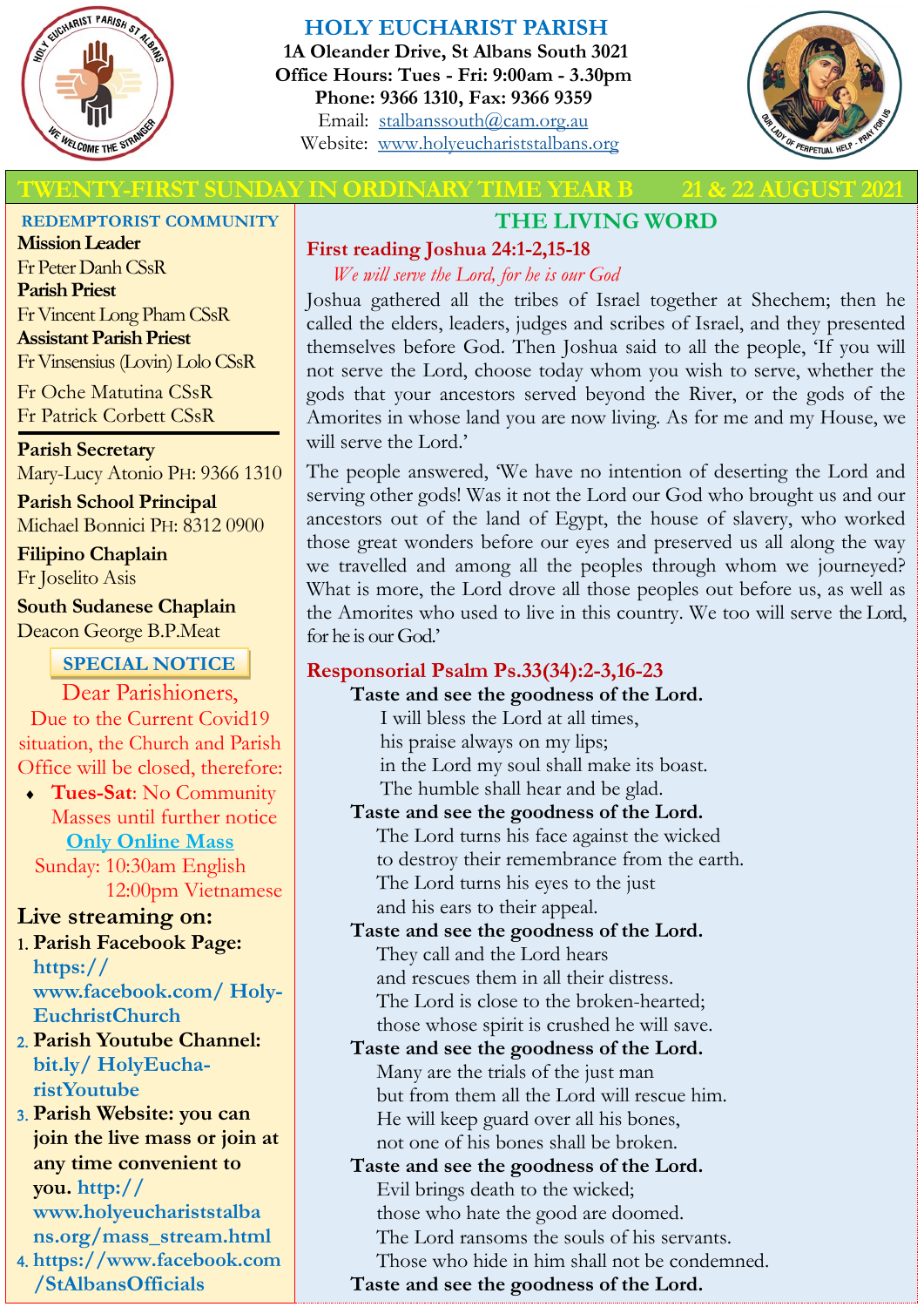# HOLY EUCHARIST PARISH

**1A Oleander Drive, St Albans South 3021**
**Office Hours: Tues - Fri: 9:00am - 3.30pm**
**Phone: 9366 1310, Fax: 9366 9359**
Email: stalbanssouth@cam.org.au
Website: www.holyeucharststalbans.org

## TWENTY-FIRST SUNDAY IN ORDINARY TIME YEAR B — 21 & 22 AUGUST 2021

### REDEMPTORIST COMMUNITY

**Mission Leader**
Fr Peter Danh CSsR
**Parish Priest**
Fr Vincent Long Pham CSsR
**Assistant Parish Priest**
Fr Vinsensius (Lovin) Lolo CSsR

Fr Oche Matutina CSsR
Fr Patrick Corbett CSsR

**Parish Secretary**
Mary-Lucy Atonio PH: 9366 1310

**Parish School Principal**
Michael Bonnici PH: 8312 0900

**Filipino Chaplain**
Fr Joselito Asis

**South Sudanese Chaplain**
Deacon George B.P.Meat

### SPECIAL NOTICE

Dear Parishioners,
Due to the Current Covid19 situation, the Church and Parish Office will be closed, therefore:

- **Tues-Sat**: No Community Masses until further notice

**Only Online Mass**
Sunday: 10:30am English
12:00pm Vietnamese

**Live streaming on:**

1. **Parish Facebook Page: https://www.facebook.com/ Holy-EuchristChurch**
2. **Parish Youtube Channel: bit.ly/ HolyEucharistYoutube**
3. **Parish Website: you can join the live mass or join at any time convenient to you. http://www.holyeucharststalbans.org/mass_stream.html**
4. **https://www.facebook.com/StAlbansOfficials**

## THE LIVING WORD

### First reading Joshua 24:1-2,15-18

*We will serve the Lord, for he is our God*

Joshua gathered all the tribes of Israel together at Shechem; then he called the elders, leaders, judges and scribes of Israel, and they presented themselves before God. Then Joshua said to all the people, 'If you will not serve the Lord, choose today whom you wish to serve, whether the gods that your ancestors served beyond the River, or the gods of the Amorites in whose land you are now living. As for me and my House, we will serve the Lord.'

The people answered, 'We have no intention of deserting the Lord and serving other gods! Was it not the Lord our God who brought us and our ancestors out of the land of Egypt, the house of slavery, who worked those great wonders before our eyes and preserved us all along the way we travelled and among all the peoples through whom we journeyed? What is more, the Lord drove all those peoples out before us, as well as the Amorites who used to live in this country. We too will serve the Lord, for he is our God.'

### Responsorial Psalm Ps.33(34):2-3,16-23

**Taste and see the goodness of the Lord.**

I will bless the Lord at all times,
his praise always on my lips;
in the Lord my soul shall make its boast.
The humble shall hear and be glad.

**Taste and see the goodness of the Lord.**

The Lord turns his face against the wicked
to destroy their remembrance from the earth.
The Lord turns his eyes to the just
and his ears to their appeal.

**Taste and see the goodness of the Lord.**

They call and the Lord hears
and rescues them in all their distress.
The Lord is close to the broken-hearted;
those whose spirit is crushed he will save.

**Taste and see the goodness of the Lord.**

Many are the trials of the just man
but from them all the Lord will rescue him.
He will keep guard over all his bones,
not one of his bones shall be broken.

**Taste and see the goodness of the Lord.**

Evil brings death to the wicked;
those who hate the good are doomed.
The Lord ransoms the souls of his servants.
Those who hide in him shall not be condemned.

**Taste and see the goodness of the Lord.**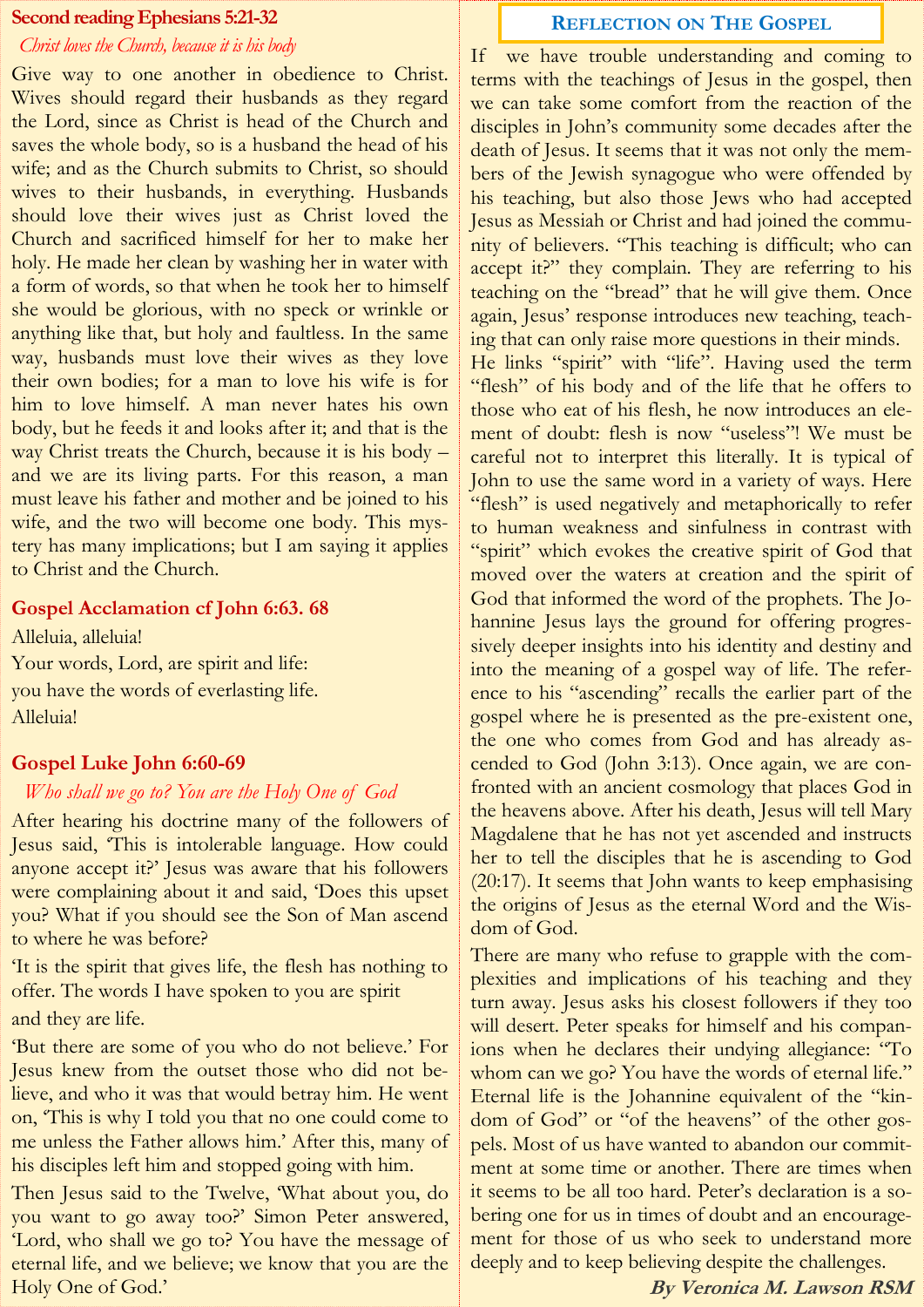## Second reading Ephesians 5:21-32

*Christ loves the Church, because it is his body*

Give way to one another in obedience to Christ. Wives should regard their husbands as they regard the Lord, since as Christ is head of the Church and saves the whole body, so is a husband the head of his wife; and as the Church submits to Christ, so should wives to their husbands, in everything. Husbands should love their wives just as Christ loved the Church and sacrificed himself for her to make her holy. He made her clean by washing her in water with a form of words, so that when he took her to himself she would be glorious, with no speck or wrinkle or anything like that, but holy and faultless. In the same way, husbands must love their wives as they love their own bodies; for a man to love his wife is for him to love himself. A man never hates his own body, but he feeds it and looks after it; and that is the way Christ treats the Church, because it is his body – and we are its living parts. For this reason, a man must leave his father and mother and be joined to his wife, and the two will become one body. This mystery has many implications; but I am saying it applies to Christ and the Church.

## Gospel Acclamation cf John 6:63. 68

Alleluia, alleluia!
Your words, Lord, are spirit and life:
you have the words of everlasting life.
Alleluia!

## Gospel Luke John 6:60-69

*Who shall we go to? You are the Holy One of God*

After hearing his doctrine many of the followers of Jesus said, 'This is intolerable language. How could anyone accept it?' Jesus was aware that his followers were complaining about it and said, 'Does this upset you? What if you should see the Son of Man ascend to where he was before?

'It is the spirit that gives life, the flesh has nothing to offer. The words I have spoken to you are spirit and they are life.

'But there are some of you who do not believe.' For Jesus knew from the outset those who did not believe, and who it was that would betray him. He went on, 'This is why I told you that no one could come to me unless the Father allows him.' After this, many of his disciples left him and stopped going with him.

Then Jesus said to the Twelve, 'What about you, do you want to go away too?' Simon Peter answered, 'Lord, who shall we go to? You have the message of eternal life, and we believe; we know that you are the Holy One of God.'

## Reflection on The Gospel

If we have trouble understanding and coming to terms with the teachings of Jesus in the gospel, then we can take some comfort from the reaction of the disciples in John's community some decades after the death of Jesus. It seems that it was not only the members of the Jewish synagogue who were offended by his teaching, but also those Jews who had accepted Jesus as Messiah or Christ and had joined the community of believers. "This teaching is difficult; who can accept it?" they complain. They are referring to his teaching on the "bread" that he will give them. Once again, Jesus' response introduces new teaching, teaching that can only raise more questions in their minds. He links "spirit" with "life". Having used the term "flesh" of his body and of the life that he offers to those who eat of his flesh, he now introduces an element of doubt: flesh is now "useless"! We must be careful not to interpret this literally. It is typical of John to use the same word in a variety of ways. Here "flesh" is used negatively and metaphorically to refer to human weakness and sinfulness in contrast with "spirit" which evokes the creative spirit of God that moved over the waters at creation and the spirit of God that informed the word of the prophets. The Johannine Jesus lays the ground for offering progressively deeper insights into his identity and destiny and into the meaning of a gospel way of life. The reference to his "ascending" recalls the earlier part of the gospel where he is presented as the pre-existent one, the one who comes from God and has already ascended to God (John 3:13). Once again, we are confronted with an ancient cosmology that places God in the heavens above. After his death, Jesus will tell Mary Magdalene that he has not yet ascended and instructs her to tell the disciples that he is ascending to God (20:17). It seems that John wants to keep emphasising the origins of Jesus as the eternal Word and the Wisdom of God.

There are many who refuse to grapple with the complexities and implications of his teaching and they turn away. Jesus asks his closest followers if they too will desert. Peter speaks for himself and his companions when he declares their undying allegiance: "To whom can we go? You have the words of eternal life." Eternal life is the Johannine equivalent of the "kindom of God" or "of the heavens" of the other gospels. Most of us have wanted to abandon our commitment at some time or another. There are times when it seems to be all too hard. Peter's declaration is a sobering one for us in times of doubt and an encouragement for those of us who seek to understand more deeply and to keep believing despite the challenges.

***By Veronica M. Lawson RSM***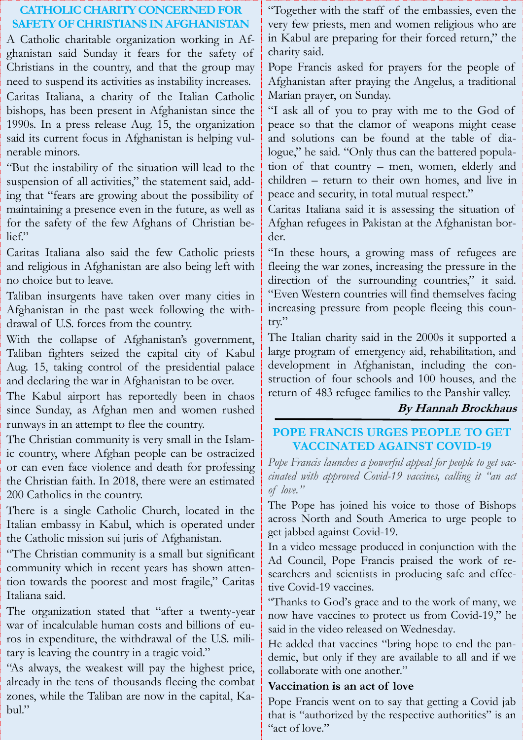## CATHOLIC CHARITY CONCERNED FOR SAFETY OF CHRISTIANS IN AFGHANISTAN

A Catholic charitable organization working in Afghanistan said Sunday it fears for the safety of Christians in the country, and that the group may need to suspend its activities as instability increases.

Caritas Italiana, a charity of the Italian Catholic bishops, has been present in Afghanistan since the 1990s. In a press release Aug. 15, the organization said its current focus in Afghanistan is helping vulnerable minors.

"But the instability of the situation will lead to the suspension of all activities," the statement said, adding that "fears are growing about the possibility of maintaining a presence even in the future, as well as for the safety of the few Afghans of Christian belief."

Caritas Italiana also said the few Catholic priests and religious in Afghanistan are also being left with no choice but to leave.

Taliban insurgents have taken over many cities in Afghanistan in the past week following the withdrawal of U.S. forces from the country.

With the collapse of Afghanistan's government, Taliban fighters seized the capital city of Kabul Aug. 15, taking control of the presidential palace and declaring the war in Afghanistan to be over.

The Kabul airport has reportedly been in chaos since Sunday, as Afghan men and women rushed runways in an attempt to flee the country.

The Christian community is very small in the Islamic country, where Afghan people can be ostracized or can even face violence and death for professing the Christian faith. In 2018, there were an estimated 200 Catholics in the country.

There is a single Catholic Church, located in the Italian embassy in Kabul, which is operated under the Catholic mission sui juris of Afghanistan.

"The Christian community is a small but significant community which in recent years has shown attention towards the poorest and most fragile," Caritas Italiana said.

The organization stated that "after a twenty-year war of incalculable human costs and billions of euros in expenditure, the withdrawal of the U.S. military is leaving the country in a tragic void."

"As always, the weakest will pay the highest price, already in the tens of thousands fleeing the combat zones, while the Taliban are now in the capital, Kabul."

"Together with the staff of the embassies, even the very few priests, men and women religious who are in Kabul are preparing for their forced return," the charity said.

Pope Francis asked for prayers for the people of Afghanistan after praying the Angelus, a traditional Marian prayer, on Sunday.

"I ask all of you to pray with me to the God of peace so that the clamor of weapons might cease and solutions can be found at the table of dialogue," he said. "Only thus can the battered population of that country – men, women, elderly and children – return to their own homes, and live in peace and security, in total mutual respect."

Caritas Italiana said it is assessing the situation of Afghan refugees in Pakistan at the Afghanistan border.

"In these hours, a growing mass of refugees are fleeing the war zones, increasing the pressure in the direction of the surrounding countries," it said. "Even Western countries will find themselves facing increasing pressure from people fleeing this country."

The Italian charity said in the 2000s it supported a large program of emergency aid, rehabilitation, and development in Afghanistan, including the construction of four schools and 100 houses, and the return of 483 refugee families to the Panshir valley.

***By Hannah Brockhaus***

## POPE FRANCIS URGES PEOPLE TO GET VACCINATED AGAINST COVID-19

*Pope Francis launches a powerful appeal for people to get vaccinated with approved Covid-19 vaccines, calling it "an act of love."*

The Pope has joined his voice to those of Bishops across North and South America to urge people to get jabbed against Covid-19.

In a video message produced in conjunction with the Ad Council, Pope Francis praised the work of researchers and scientists in producing safe and effective Covid-19 vaccines.

"Thanks to God's grace and to the work of many, we now have vaccines to protect us from Covid-19," he said in the video released on Wednesday.

He added that vaccines "bring hope to end the pandemic, but only if they are available to all and if we collaborate with one another."

**Vaccination is an act of love**

Pope Francis went on to say that getting a Covid jab that is "authorized by the respective authorities" is an "act of love."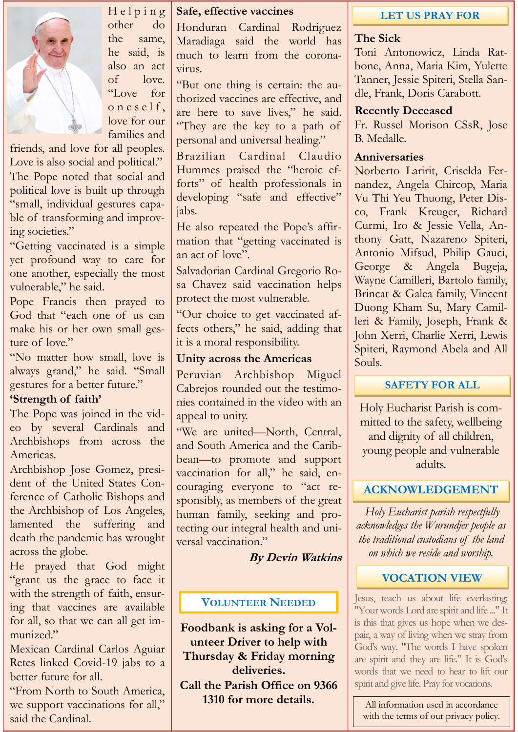Helping other do the same, he said, is also an act of love. "Love for oneself, love for our families and friends, and love for all peoples. Love is also social and political."

The Pope noted that social and political love is built up through "small, individual gestures capable of transforming and improving societies."

"Getting vaccinated is a simple yet profound way to care for one another, especially the most vulnerable," he said.

Pope Francis then prayed to God that "each one of us can make his or her own small gesture of love."

"No matter how small, love is always grand," he said. "Small gestures for a better future."

**'Strength of faith'**

The Pope was joined in the video by several Cardinals and Archbishops from across the Americas.

Archbishop Jose Gomez, president of the United States Conference of Catholic Bishops and the Archbishop of Los Angeles, lamented the suffering and death the pandemic has wrought across the globe.

He prayed that God might "grant us the grace to face it with the strength of faith, ensuring that vaccines are available for all, so that we can all get immunized."

Mexican Cardinal Carlos Aguiar Retes linked Covid-19 jabs to a better future for all.

"From North to South America, we support vaccinations for all," said the Cardinal.

**Safe, effective vaccines**

Honduran Cardinal Rodriguez Maradiaga said the world has much to learn from the coronavirus.

"But one thing is certain: the authorized vaccines are effective, and are here to save lives," he said. "They are the key to a path of personal and universal healing."

Brazilian Cardinal Claudio Hummes praised the "heroic efforts" of health professionals in developing "safe and effective" jabs.

He also repeated the Pope's affirmation that "getting vaccinated is an act of love".

Salvadorian Cardinal Gregorio Rosa Chavez said vaccination helps protect the most vulnerable.

"Our choice to get vaccinated affects others," he said, adding that it is a moral responsibility.

**Unity across the Americas**

Peruvian Archbishop Miguel Cabrejos rounded out the testimonies contained in the video with an appeal to unity.

"We are united—North, Central, and South America and the Caribbean—to promote and support vaccination for all," he said, encouraging everyone to "act responsibly, as members of the great human family, seeking and protecting our integral health and universal vaccination."

***By Devin Watkins***

## Volunteer Needed

**Foodbank is asking for a Volunteer Driver to help with Thursday & Friday morning deliveries.**

**Call the Parish Office on 9366 1310 for more details.**

## LET US PRAY FOR

**The Sick**

Toni Antonowicz, Linda Ratbone, Anna, Maria Kim, Yulette Tanner, Jessie Spiteri, Stella Sandle, Frank, Doris Carabott.

**Recently Deceased**

Fr. Russel Morison CSsR, Jose B. Medalle.

**Anniversaries**

Norberto Laririt, Criselda Fernandez, Angela Chircop, Maria Vu Thi Yeu Thuong, Peter Disco, Frank Kreuger, Richard Curmi, Iro & Jessie Vella, Anthony Gatt, Nazareno Spiteri, Antonio Mifsud, Philip Gauci, George & Angela Bugeja, Wayne Camilleri, Bartolo family, Brincat & Galea family, Vincent Duong Kham Su, Mary Camilleri & Family, Joseph, Frank & John Xerri, Charlie Xerri, Lewis Spiteri, Raymond Abela and All Souls.

## SAFETY FOR ALL

Holy Eucharist Parish is committed to the safety, wellbeing and dignity of all children, young people and vulnerable adults.

## ACKNOWLEDGEMENT

*Holy Eucharist parish respectfully acknowledges the Wurundjer people as the traditional custodians of the land on which we reside and worship.*

## VOCATION VIEW

Jesus, teach us about life everlasting: "Your words Lord are spirit and life ..." It is this that gives us hope when we despair, a way of living when we stray from God's way. "The words I have spoken are spirit and they are life." It is God's words that we need to hear to lift our spirit and give life. Pray for vocations.

All information used in accordance with the terms of our privacy policy.